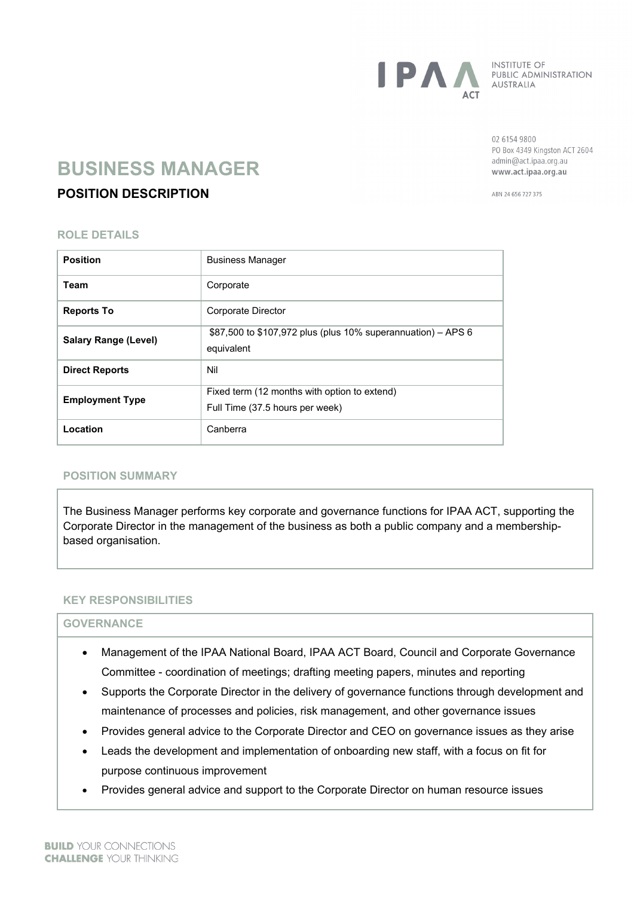INSTITUTE OF PUBLIC ADMINISTRATION AUSTRALIA
ACT

02 6154 9800
PO Box 4349 Kingston ACT 2604
admin@act.ipaa.org.au
www.act.ipaa.org.au

ABN 24 656 727 375

# BUSINESS MANAGER

## POSITION DESCRIPTION

### ROLE DETAILS

| | |
|---|---|
| **Position** | Business Manager |
| **Team** | Corporate |
| **Reports To** | Corporate Director |
| **Salary Range (Level)** | $87,500 to $107,972 plus (plus 10% superannuation) – APS 6 equivalent |
| **Direct Reports** | Nil |
| **Employment Type** | Fixed term (12 months with option to extend)<br>Full Time (37.5 hours per week) |
| **Location** | Canberra |

### POSITION SUMMARY

The Business Manager performs key corporate and governance functions for IPAA ACT, supporting the Corporate Director in the management of the business as both a public company and a membership-based organisation.

### KEY RESPONSIBILITIES

#### GOVERNANCE

- Management of the IPAA National Board, IPAA ACT Board, Council and Corporate Governance Committee - coordination of meetings; drafting meeting papers, minutes and reporting
- Supports the Corporate Director in the delivery of governance functions through development and maintenance of processes and policies, risk management, and other governance issues
- Provides general advice to the Corporate Director and CEO on governance issues as they arise
- Leads the development and implementation of onboarding new staff, with a focus on fit for purpose continuous improvement
- Provides general advice and support to the Corporate Director on human resource issues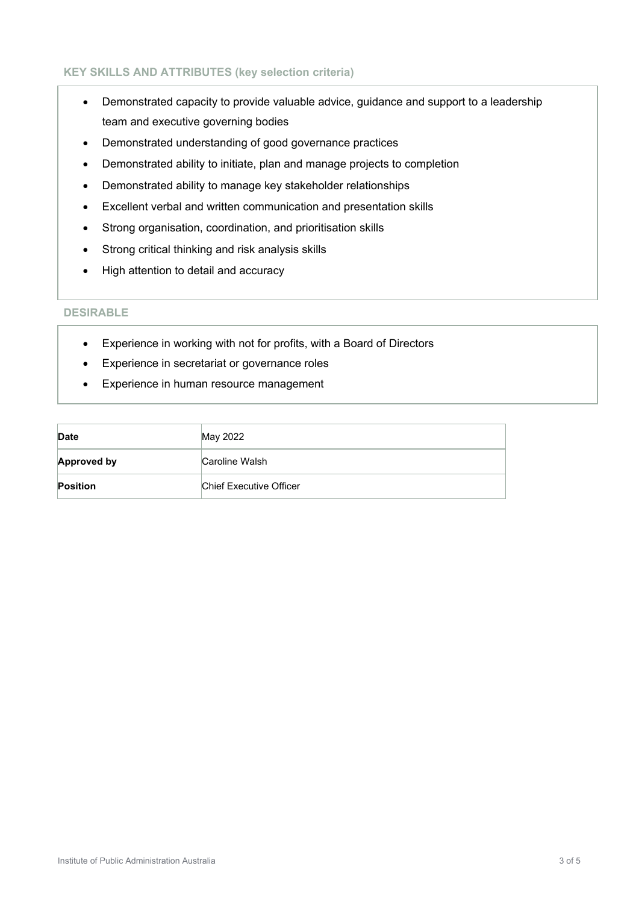### KEY SKILLS AND ATTRIBUTES (key selection criteria)

- Demonstrated capacity to provide valuable advice, guidance and support to a leadership team and executive governing bodies
- Demonstrated understanding of good governance practices
- Demonstrated ability to initiate, plan and manage projects to completion
- Demonstrated ability to manage key stakeholder relationships
- Excellent verbal and written communication and presentation skills
- Strong organisation, coordination, and prioritisation skills
- Strong critical thinking and risk analysis skills
- High attention to detail and accuracy

### DESIRABLE

- Experience in working with not for profits, with a Board of Directors
- Experience in secretariat or governance roles
- Experience in human resource management

| | |
|---|---|
| **Date** | May 2022 |
| **Approved by** | Caroline Walsh |
| **Position** | Chief Executive Officer |